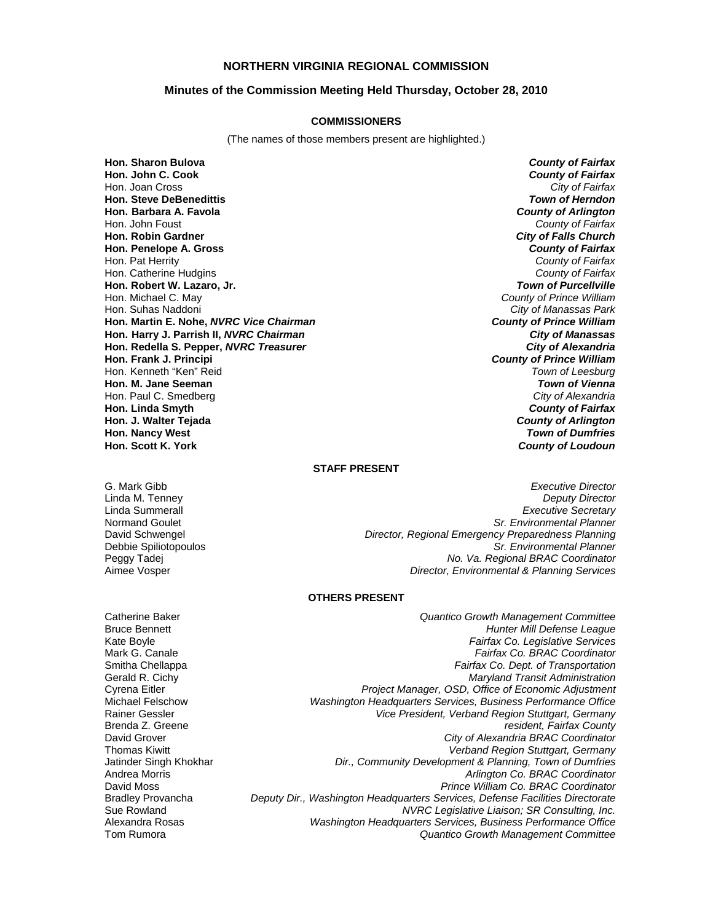# NORTHERN VIRGINIA REGIONAL COMMISSION

## Minutes of the Commission Meeting Held Thursday, October 28, 2010

### COMMISSIONERS

(The names of those members present are highlighted.)

| | |
|---|---|
| **Hon. Sharon Bulova** | ***County of Fairfax*** |
| **Hon. John C. Cook** | ***County of Fairfax*** |
| Hon. Joan Cross | *City of Fairfax* |
| **Hon. Steve DeBenedittis** | ***Town of Herndon*** |
| **Hon. Barbara A. Favola** | ***County of Arlington*** |
| Hon. John Foust | *County of Fairfax* |
| **Hon. Robin Gardner** | ***City of Falls Church*** |
| **Hon. Penelope A. Gross** | ***County of Fairfax*** |
| Hon. Pat Herrity | *County of Fairfax* |
| Hon. Catherine Hudgins | *County of Fairfax* |
| **Hon. Robert W. Lazaro, Jr.** | ***Town of Purcellville*** |
| Hon. Michael C. May | *County of Prince William* |
| Hon. Suhas Naddoni | *City of Manassas Park* |
| **Hon. Martin E. Nohe, *NVRC Vice Chairman*** | ***County of Prince William*** |
| **Hon. Harry J. Parrish II, *NVRC Chairman*** | ***City of Manassas*** |
| **Hon. Redella S. Pepper, *NVRC Treasurer*** | ***City of Alexandria*** |
| **Hon. Frank J. Principi** | ***County of Prince William*** |
| Hon. Kenneth "Ken" Reid | *Town of Leesburg* |
| **Hon. M. Jane Seeman** | ***Town of Vienna*** |
| Hon. Paul C. Smedberg | *City of Alexandria* |
| **Hon. Linda Smyth** | ***County of Fairfax*** |
| **Hon. J. Walter Tejada** | ***County of Arlington*** |
| **Hon. Nancy West** | ***Town of Dumfries*** |
| **Hon. Scott K. York** | ***County of Loudoun*** |

### STAFF PRESENT

| | |
|---|---|
| G. Mark Gibb | *Executive Director* |
| Linda M. Tenney | *Deputy Director* |
| Linda Summerall | *Executive Secretary* |
| Normand Goulet | *Sr. Environmental Planner* |
| David Schwengel | *Director, Regional Emergency Preparedness Planning* |
| Debbie Spiliotopoulos | *Sr. Environmental Planner* |
| Peggy Tadej | *No. Va. Regional BRAC Coordinator* |
| Aimee Vosper | *Director, Environmental & Planning Services* |

### OTHERS PRESENT

| | |
|---|---|
| Catherine Baker | *Quantico Growth Management Committee* |
| Bruce Bennett | *Hunter Mill Defense League* |
| Kate Boyle | *Fairfax Co. Legislative Services* |
| Mark G. Canale | *Fairfax Co. BRAC Coordinator* |
| Smitha Chellappa | *Fairfax Co. Dept. of Transportation* |
| Gerald R. Cichy | *Maryland Transit Administration* |
| Cyrena Eitler | *Project Manager, OSD, Office of Economic Adjustment* |
| Michael Felschow | *Washington Headquarters Services, Business Performance Office* |
| Rainer Gessler | *Vice President, Verband Region Stuttgart, Germany* |
| Brenda Z. Greene | *resident, Fairfax County* |
| David Grover | *City of Alexandria BRAC Coordinator* |
| Thomas Kiwitt | *Verband Region Stuttgart, Germany* |
| Jatinder Singh Khokhar | *Dir., Community Development & Planning, Town of Dumfries* |
| Andrea Morris | *Arlington Co. BRAC Coordinator* |
| David Moss | *Prince William Co. BRAC Coordinator* |
| Bradley Provancha | *Deputy Dir., Washington Headquarters Services, Defense Facilities Directorate* |
| Sue Rowland | *NVRC Legislative Liaison; SR Consulting, Inc.* |
| Alexandra Rosas | *Washington Headquarters Services, Business Performance Office* |
| Tom Rumora | *Quantico Growth Management Committee* |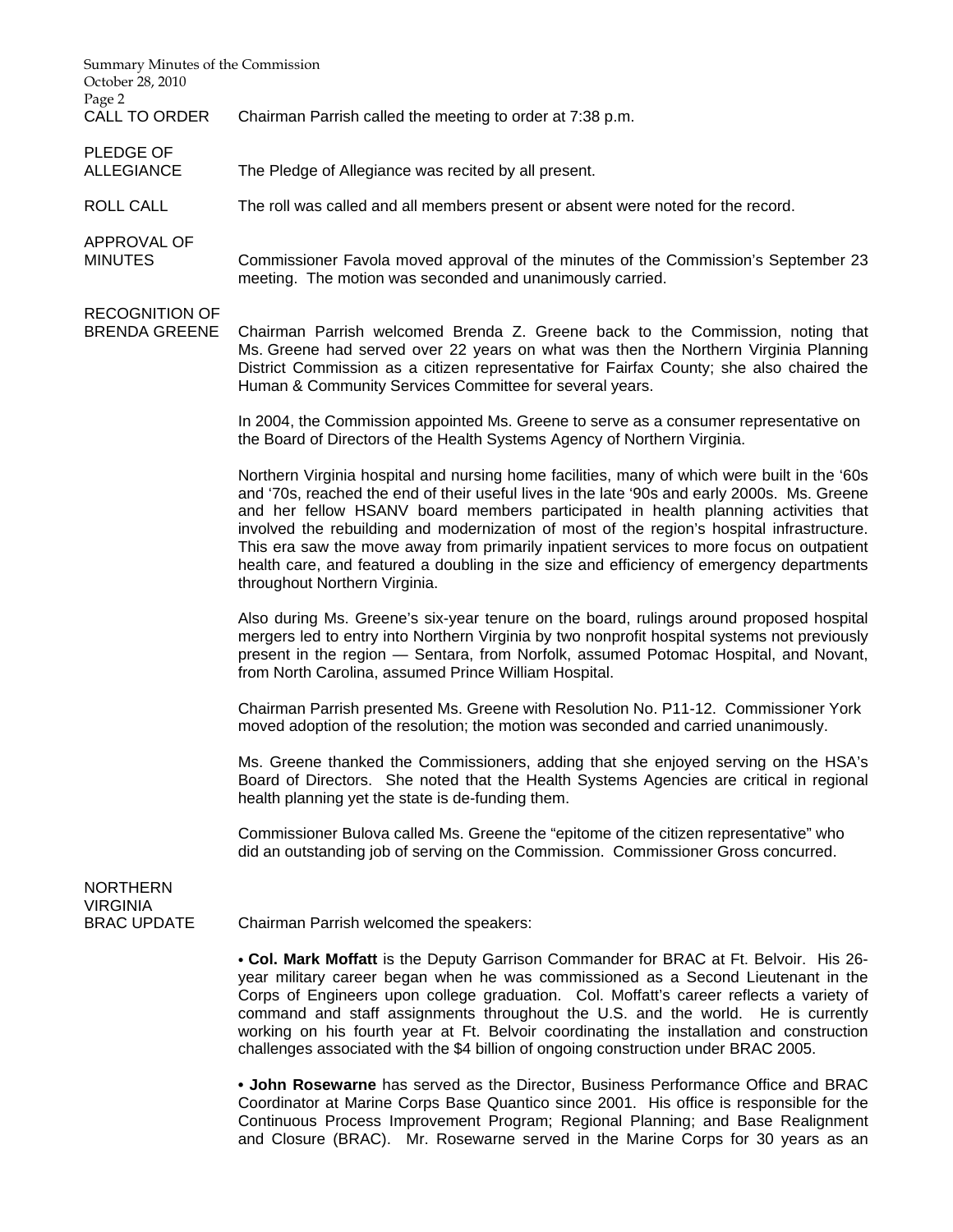**CALL TO ORDER**

Chairman Parrish called the meeting to order at 7:38 p.m.

**PLEDGE OF ALLEGIANCE**

The Pledge of Allegiance was recited by all present.

**ROLL CALL**

The roll was called and all members present or absent were noted for the record.

**APPROVAL OF MINUTES**

Commissioner Favola moved approval of the minutes of the Commission's September 23 meeting. The motion was seconded and unanimously carried.

**RECOGNITION OF BRENDA GREENE**

Chairman Parrish welcomed Brenda Z. Greene back to the Commission, noting that Ms. Greene had served over 22 years on what was then the Northern Virginia Planning District Commission as a citizen representative for Fairfax County; she also chaired the Human & Community Services Committee for several years.

In 2004, the Commission appointed Ms. Greene to serve as a consumer representative on the Board of Directors of the Health Systems Agency of Northern Virginia.

Northern Virginia hospital and nursing home facilities, many of which were built in the '60s and '70s, reached the end of their useful lives in the late '90s and early 2000s. Ms. Greene and her fellow HSANV board members participated in health planning activities that involved the rebuilding and modernization of most of the region's hospital infrastructure. This era saw the move away from primarily inpatient services to more focus on outpatient health care, and featured a doubling in the size and efficiency of emergency departments throughout Northern Virginia.

Also during Ms. Greene's six-year tenure on the board, rulings around proposed hospital mergers led to entry into Northern Virginia by two nonprofit hospital systems not previously present in the region — Sentara, from Norfolk, assumed Potomac Hospital, and Novant, from North Carolina, assumed Prince William Hospital.

Chairman Parrish presented Ms. Greene with Resolution No. P11-12. Commissioner York moved adoption of the resolution; the motion was seconded and carried unanimously.

Ms. Greene thanked the Commissioners, adding that she enjoyed serving on the HSA's Board of Directors. She noted that the Health Systems Agencies are critical in regional health planning yet the state is de-funding them.

Commissioner Bulova called Ms. Greene the "epitome of the citizen representative" who did an outstanding job of serving on the Commission. Commissioner Gross concurred.

**NORTHERN VIRGINIA BRAC UPDATE**

Chairman Parrish welcomed the speakers:

• **Col. Mark Moffatt** is the Deputy Garrison Commander for BRAC at Ft. Belvoir. His 26-year military career began when he was commissioned as a Second Lieutenant in the Corps of Engineers upon college graduation. Col. Moffatt's career reflects a variety of command and staff assignments throughout the U.S. and the world. He is currently working on his fourth year at Ft. Belvoir coordinating the installation and construction challenges associated with the $4 billion of ongoing construction under BRAC 2005.

• **John Rosewarne** has served as the Director, Business Performance Office and BRAC Coordinator at Marine Corps Base Quantico since 2001. His office is responsible for the Continuous Process Improvement Program; Regional Planning; and Base Realignment and Closure (BRAC). Mr. Rosewarne served in the Marine Corps for 30 years as an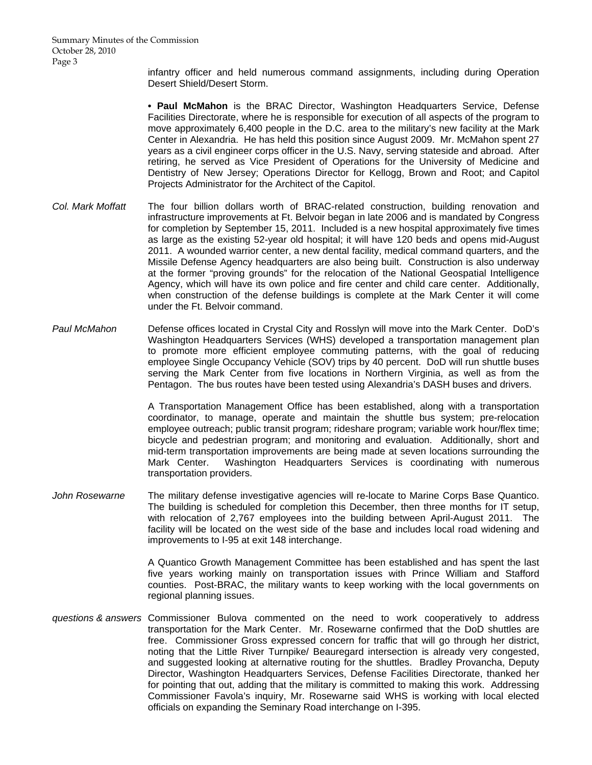infantry officer and held numerous command assignments, including during Operation Desert Shield/Desert Storm.

• **Paul McMahon** is the BRAC Director, Washington Headquarters Service, Defense Facilities Directorate, where he is responsible for execution of all aspects of the program to move approximately 6,400 people in the D.C. area to the military's new facility at the Mark Center in Alexandria. He has held this position since August 2009. Mr. McMahon spent 27 years as a civil engineer corps officer in the U.S. Navy, serving stateside and abroad. After retiring, he served as Vice President of Operations for the University of Medicine and Dentistry of New Jersey; Operations Director for Kellogg, Brown and Root; and Capitol Projects Administrator for the Architect of the Capitol.

*Col. Mark Moffatt* The four billion dollars worth of BRAC-related construction, building renovation and infrastructure improvements at Ft. Belvoir began in late 2006 and is mandated by Congress for completion by September 15, 2011. Included is a new hospital approximately five times as large as the existing 52-year old hospital; it will have 120 beds and opens mid-August 2011. A wounded warrior center, a new dental facility, medical command quarters, and the Missile Defense Agency headquarters are also being built. Construction is also underway at the former "proving grounds" for the relocation of the National Geospatial Intelligence Agency, which will have its own police and fire center and child care center. Additionally, when construction of the defense buildings is complete at the Mark Center it will come under the Ft. Belvoir command.

*Paul McMahon* Defense offices located in Crystal City and Rosslyn will move into the Mark Center. DoD's Washington Headquarters Services (WHS) developed a transportation management plan to promote more efficient employee commuting patterns, with the goal of reducing employee Single Occupancy Vehicle (SOV) trips by 40 percent. DoD will run shuttle buses serving the Mark Center from five locations in Northern Virginia, as well as from the Pentagon. The bus routes have been tested using Alexandria's DASH buses and drivers.

A Transportation Management Office has been established, along with a transportation coordinator, to manage, operate and maintain the shuttle bus system; pre-relocation employee outreach; public transit program; rideshare program; variable work hour/flex time; bicycle and pedestrian program; and monitoring and evaluation. Additionally, short and mid-term transportation improvements are being made at seven locations surrounding the Mark Center. Washington Headquarters Services is coordinating with numerous transportation providers.

*John Rosewarne* The military defense investigative agencies will re-locate to Marine Corps Base Quantico. The building is scheduled for completion this December, then three months for IT setup, with relocation of 2,767 employees into the building between April-August 2011. The facility will be located on the west side of the base and includes local road widening and improvements to I-95 at exit 148 interchange.

A Quantico Growth Management Committee has been established and has spent the last five years working mainly on transportation issues with Prince William and Stafford counties. Post-BRAC, the military wants to keep working with the local governments on regional planning issues.

*questions & answers* Commissioner Bulova commented on the need to work cooperatively to address transportation for the Mark Center. Mr. Rosewarne confirmed that the DoD shuttles are free. Commissioner Gross expressed concern for traffic that will go through her district, noting that the Little River Turnpike/ Beauregard intersection is already very congested, and suggested looking at alternative routing for the shuttles. Bradley Provancha, Deputy Director, Washington Headquarters Services, Defense Facilities Directorate, thanked her for pointing that out, adding that the military is committed to making this work. Addressing Commissioner Favola's inquiry, Mr. Rosewarne said WHS is working with local elected officials on expanding the Seminary Road interchange on I-395.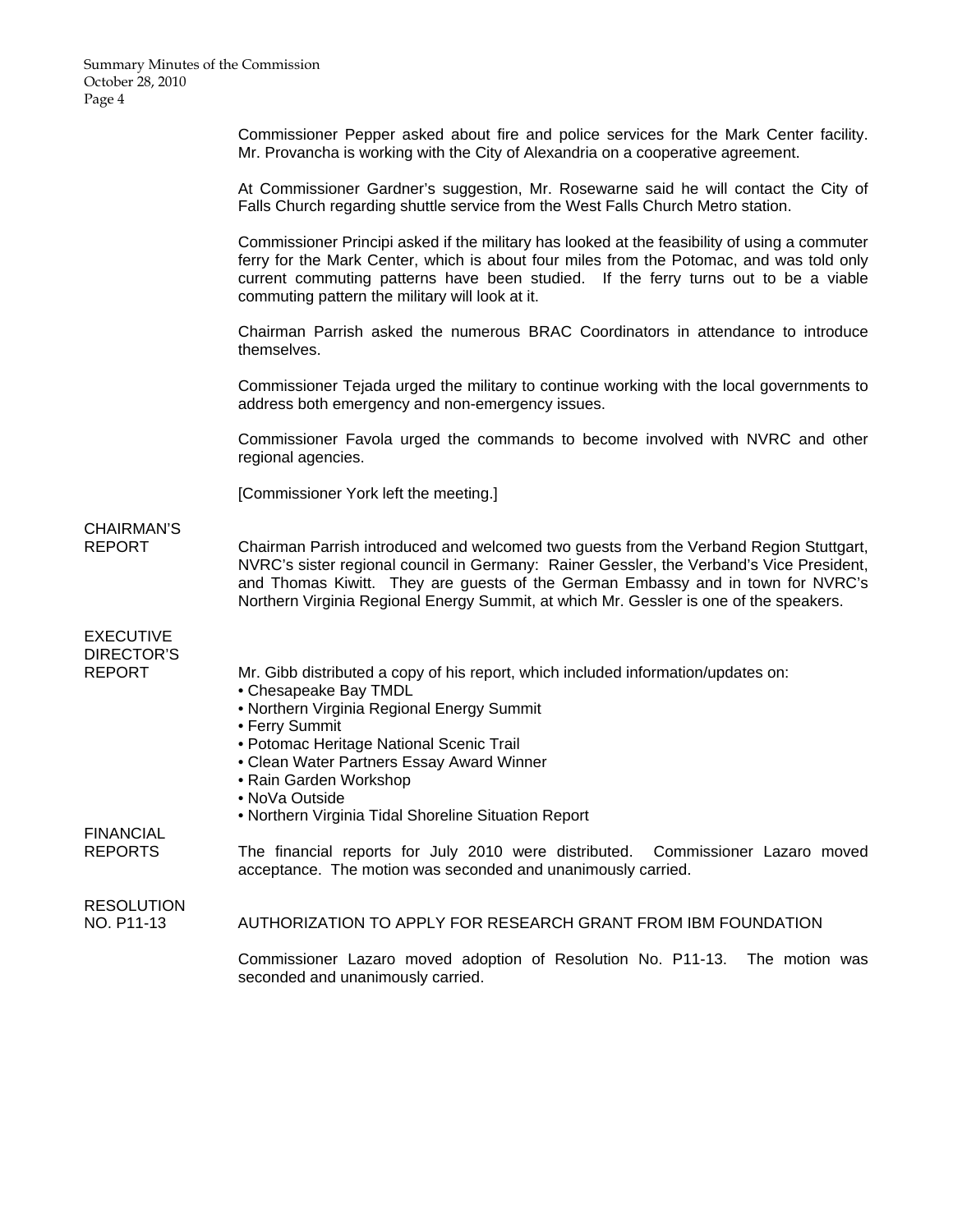Commissioner Pepper asked about fire and police services for the Mark Center facility. Mr. Provancha is working with the City of Alexandria on a cooperative agreement.

At Commissioner Gardner's suggestion, Mr. Rosewarne said he will contact the City of Falls Church regarding shuttle service from the West Falls Church Metro station.

Commissioner Principi asked if the military has looked at the feasibility of using a commuter ferry for the Mark Center, which is about four miles from the Potomac, and was told only current commuting patterns have been studied. If the ferry turns out to be a viable commuting pattern the military will look at it.

Chairman Parrish asked the numerous BRAC Coordinators in attendance to introduce themselves.

Commissioner Tejada urged the military to continue working with the local governments to address both emergency and non-emergency issues.

Commissioner Favola urged the commands to become involved with NVRC and other regional agencies.

[Commissioner York left the meeting.]

**CHAIRMAN'S REPORT**

Chairman Parrish introduced and welcomed two guests from the Verband Region Stuttgart, NVRC's sister regional council in Germany: Rainer Gessler, the Verband's Vice President, and Thomas Kiwitt. They are guests of the German Embassy and in town for NVRC's Northern Virginia Regional Energy Summit, at which Mr. Gessler is one of the speakers.

**EXECUTIVE DIRECTOR'S REPORT**

Mr. Gibb distributed a copy of his report, which included information/updates on:

- Chesapeake Bay TMDL
- Northern Virginia Regional Energy Summit
- Ferry Summit
- Potomac Heritage National Scenic Trail
- Clean Water Partners Essay Award Winner
- Rain Garden Workshop
- NoVa Outside
- Northern Virginia Tidal Shoreline Situation Report

**FINANCIAL REPORTS**

The financial reports for July 2010 were distributed. Commissioner Lazaro moved acceptance. The motion was seconded and unanimously carried.

**RESOLUTION NO. P11-13**

AUTHORIZATION TO APPLY FOR RESEARCH GRANT FROM IBM FOUNDATION

Commissioner Lazaro moved adoption of Resolution No. P11-13. The motion was seconded and unanimously carried.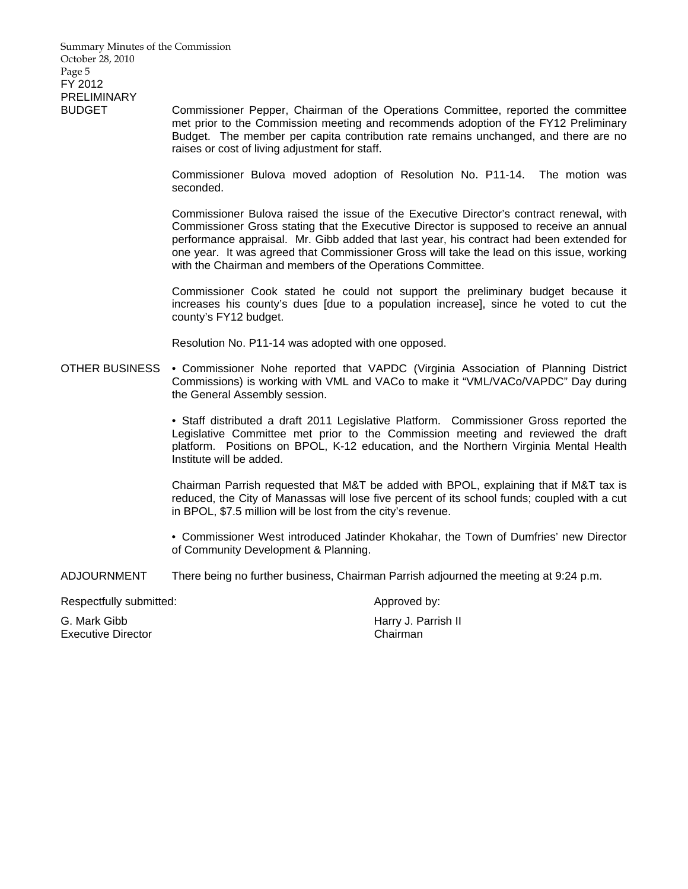**FY 2012 PRELIMINARY BUDGET**

Commissioner Pepper, Chairman of the Operations Committee, reported the committee met prior to the Commission meeting and recommends adoption of the FY12 Preliminary Budget. The member per capita contribution rate remains unchanged, and there are no raises or cost of living adjustment for staff.

Commissioner Bulova moved adoption of Resolution No. P11-14. The motion was seconded.

Commissioner Bulova raised the issue of the Executive Director's contract renewal, with Commissioner Gross stating that the Executive Director is supposed to receive an annual performance appraisal. Mr. Gibb added that last year, his contract had been extended for one year. It was agreed that Commissioner Gross will take the lead on this issue, working with the Chairman and members of the Operations Committee.

Commissioner Cook stated he could not support the preliminary budget because it increases his county's dues [due to a population increase], since he voted to cut the county's FY12 budget.

Resolution No. P11-14 was adopted with one opposed.

**OTHER BUSINESS**

• Commissioner Nohe reported that VAPDC (Virginia Association of Planning District Commissions) is working with VML and VACo to make it "VML/VACo/VAPDC" Day during the General Assembly session.

• Staff distributed a draft 2011 Legislative Platform. Commissioner Gross reported the Legislative Committee met prior to the Commission meeting and reviewed the draft platform. Positions on BPOL, K-12 education, and the Northern Virginia Mental Health Institute will be added.

Chairman Parrish requested that M&T be added with BPOL, explaining that if M&T tax is reduced, the City of Manassas will lose five percent of its school funds; coupled with a cut in BPOL, $7.5 million will be lost from the city's revenue.

• Commissioner West introduced Jatinder Khokahar, the Town of Dumfries' new Director of Community Development & Planning.

**ADJOURNMENT**

There being no further business, Chairman Parrish adjourned the meeting at 9:24 p.m.

Respectfully submitted:

G. Mark Gibb
Executive Director

Approved by:

Harry J. Parrish II
Chairman